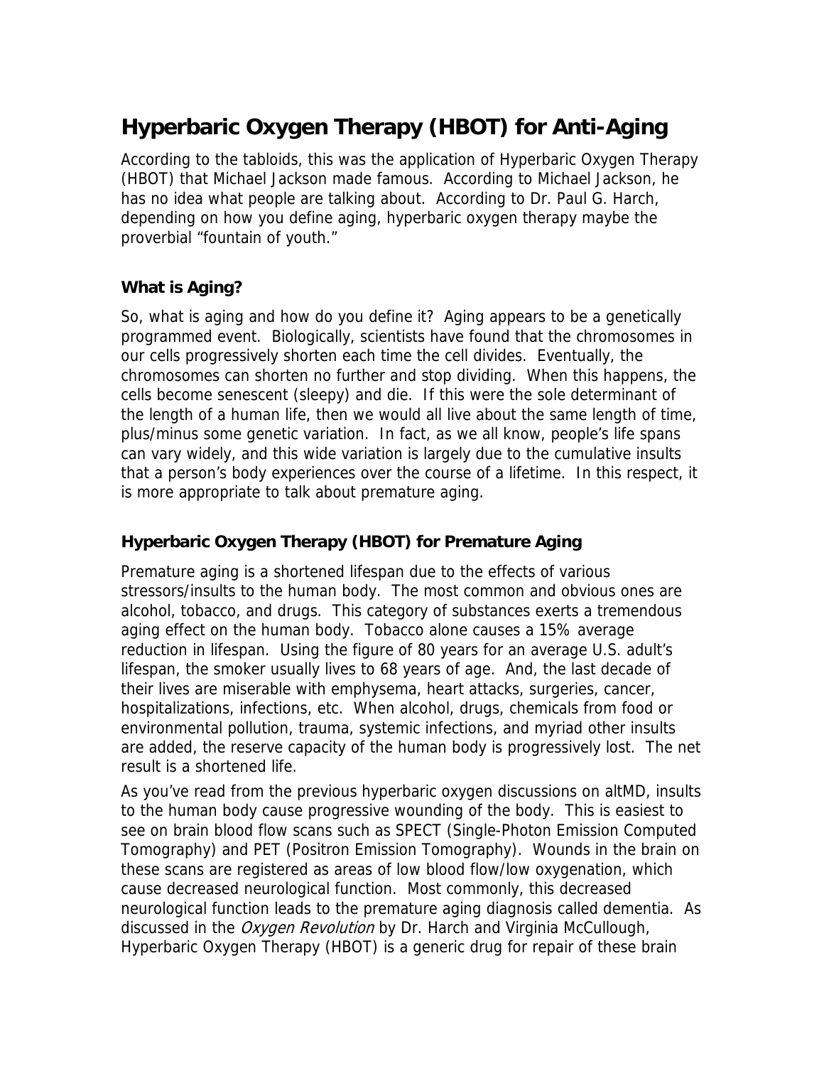# Hyperbaric Oxygen Therapy (HBOT) for Anti-Aging

According to the tabloids, this was the application of Hyperbaric Oxygen Therapy (HBOT) that Michael Jackson made famous. According to Michael Jackson, he has no idea what people are talking about. According to Dr. Paul G. Harch, depending on how you define aging, hyperbaric oxygen therapy maybe the proverbial "fountain of youth."

### What is Aging?

So, what is aging and how do you define it? Aging appears to be a genetically programmed event. Biologically, scientists have found that the chromosomes in our cells progressively shorten each time the cell divides. Eventually, the chromosomes can shorten no further and stop dividing. When this happens, the cells become senescent (sleepy) and die. If this were the sole determinant of the length of a human life, then we would all live about the same length of time, plus/minus some genetic variation. In fact, as we all know, people's life spans can vary widely, and this wide variation is largely due to the cumulative insults that a person's body experiences over the course of a lifetime. In this respect, it is more appropriate to talk about premature aging.

### Hyperbaric Oxygen Therapy (HBOT) for Premature Aging

Premature aging is a shortened lifespan due to the effects of various stressors/insults to the human body. The most common and obvious ones are alcohol, tobacco, and drugs. This category of substances exerts a tremendous aging effect on the human body. Tobacco alone causes a 15% average reduction in lifespan. Using the figure of 80 years for an average U.S. adult's lifespan, the smoker usually lives to 68 years of age. And, the last decade of their lives are miserable with emphysema, heart attacks, surgeries, cancer, hospitalizations, infections, etc. When alcohol, drugs, chemicals from food or environmental pollution, trauma, systemic infections, and myriad other insults are added, the reserve capacity of the human body is progressively lost. The net result is a shortened life.

As you've read from the previous hyperbaric oxygen discussions on altMD, insults to the human body cause progressive wounding of the body. This is easiest to see on brain blood flow scans such as SPECT (Single-Photon Emission Computed Tomography) and PET (Positron Emission Tomography). Wounds in the brain on these scans are registered as areas of low blood flow/low oxygenation, which cause decreased neurological function. Most commonly, this decreased neurological function leads to the premature aging diagnosis called dementia. As discussed in the *Oxygen Revolution* by Dr. Harch and Virginia McCullough, Hyperbaric Oxygen Therapy (HBOT) is a generic drug for repair of these brain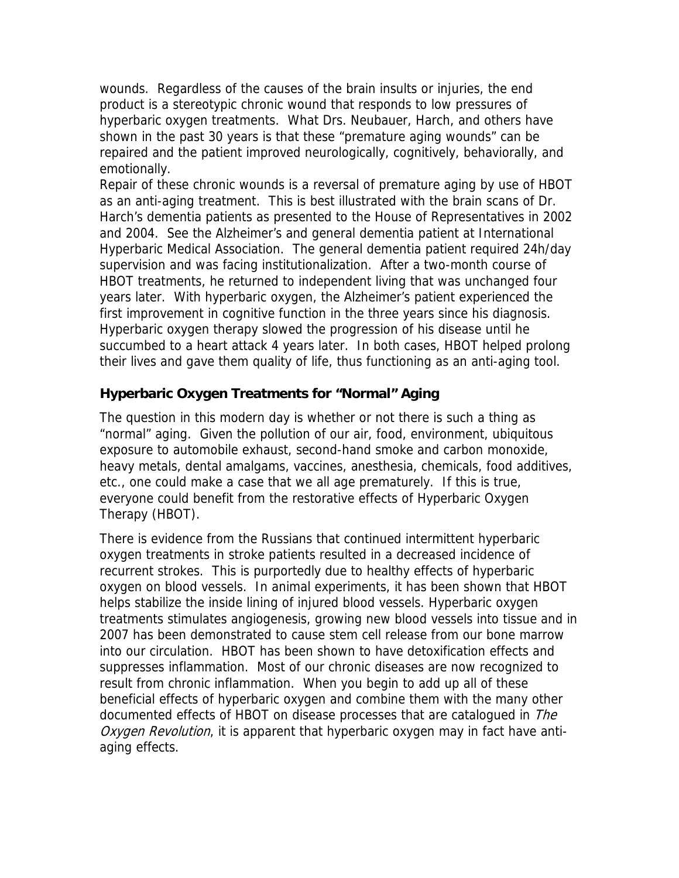wounds. Regardless of the causes of the brain insults or injuries, the end product is a stereotypic chronic wound that responds to low pressures of hyperbaric oxygen treatments. What Drs. Neubauer, Harch, and others have shown in the past 30 years is that these "premature aging wounds" can be repaired and the patient improved neurologically, cognitively, behaviorally, and emotionally.

Repair of these chronic wounds is a reversal of premature aging by use of HBOT as an anti-aging treatment. This is best illustrated with the brain scans of Dr. Harch's dementia patients as presented to the House of Representatives in 2002 and 2004. See the Alzheimer's and general dementia patient at International Hyperbaric Medical Association. The general dementia patient required 24h/day supervision and was facing institutionalization. After a two-month course of HBOT treatments, he returned to independent living that was unchanged four years later. With hyperbaric oxygen, the Alzheimer's patient experienced the first improvement in cognitive function in the three years since his diagnosis. Hyperbaric oxygen therapy slowed the progression of his disease until he succumbed to a heart attack 4 years later. In both cases, HBOT helped prolong their lives and gave them quality of life, thus functioning as an anti-aging tool.

## Hyperbaric Oxygen Treatments for "Normal" Aging

The question in this modern day is whether or not there is such a thing as "normal" aging. Given the pollution of our air, food, environment, ubiquitous exposure to automobile exhaust, second-hand smoke and carbon monoxide, heavy metals, dental amalgams, vaccines, anesthesia, chemicals, food additives, etc., one could make a case that we all age prematurely. If this is true, everyone could benefit from the restorative effects of Hyperbaric Oxygen Therapy (HBOT).

There is evidence from the Russians that continued intermittent hyperbaric oxygen treatments in stroke patients resulted in a decreased incidence of recurrent strokes. This is purportedly due to healthy effects of hyperbaric oxygen on blood vessels. In animal experiments, it has been shown that HBOT helps stabilize the inside lining of injured blood vessels. Hyperbaric oxygen treatments stimulates angiogenesis, growing new blood vessels into tissue and in 2007 has been demonstrated to cause stem cell release from our bone marrow into our circulation. HBOT has been shown to have detoxification effects and suppresses inflammation. Most of our chronic diseases are now recognized to result from chronic inflammation. When you begin to add up all of these beneficial effects of hyperbaric oxygen and combine them with the many other documented effects of HBOT on disease processes that are catalogued in *The Oxygen Revolution*, it is apparent that hyperbaric oxygen may in fact have anti-aging effects.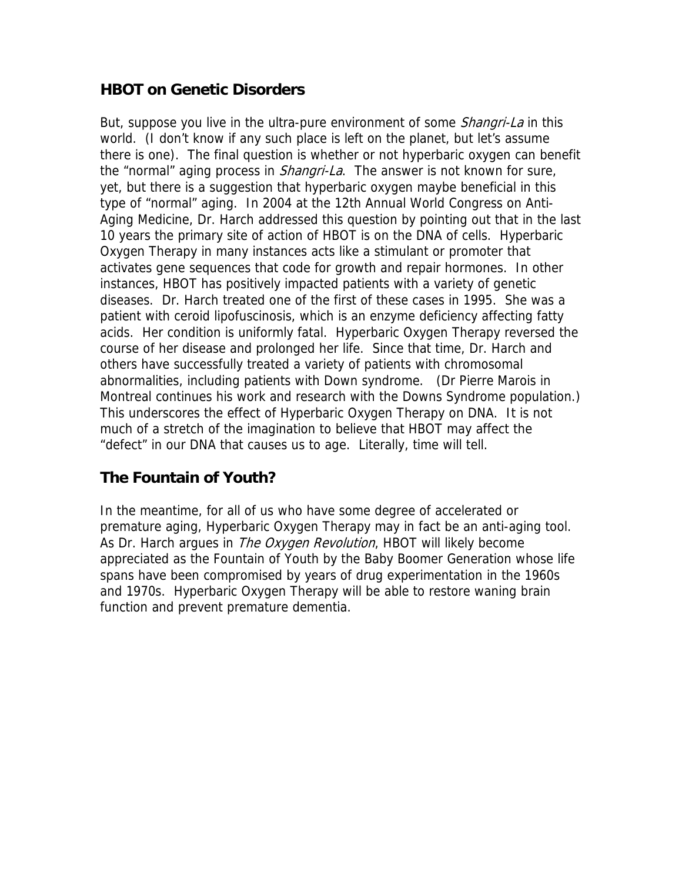## HBOT on Genetic Disorders

But, suppose you live in the ultra-pure environment of some *Shangri-La* in this world. (I don't know if any such place is left on the planet, but let's assume there is one). The final question is whether or not hyperbaric oxygen can benefit the "normal" aging process in *Shangri-La*. The answer is not known for sure, yet, but there is a suggestion that hyperbaric oxygen maybe beneficial in this type of "normal" aging. In 2004 at the 12th Annual World Congress on Anti-Aging Medicine, Dr. Harch addressed this question by pointing out that in the last 10 years the primary site of action of HBOT is on the DNA of cells. Hyperbaric Oxygen Therapy in many instances acts like a stimulant or promoter that activates gene sequences that code for growth and repair hormones. In other instances, HBOT has positively impacted patients with a variety of genetic diseases. Dr. Harch treated one of the first of these cases in 1995. She was a patient with ceroid lipofuscinosis, which is an enzyme deficiency affecting fatty acids. Her condition is uniformly fatal. Hyperbaric Oxygen Therapy reversed the course of her disease and prolonged her life. Since that time, Dr. Harch and others have successfully treated a variety of patients with chromosomal abnormalities, including patients with Down syndrome. (Dr Pierre Marois in Montreal continues his work and research with the Downs Syndrome population.) This underscores the effect of Hyperbaric Oxygen Therapy on DNA. It is not much of a stretch of the imagination to believe that HBOT may affect the "defect" in our DNA that causes us to age. Literally, time will tell.

## The Fountain of Youth?

In the meantime, for all of us who have some degree of accelerated or premature aging, Hyperbaric Oxygen Therapy may in fact be an anti-aging tool. As Dr. Harch argues in *The Oxygen Revolution*, HBOT will likely become appreciated as the Fountain of Youth by the Baby Boomer Generation whose life spans have been compromised by years of drug experimentation in the 1960s and 1970s. Hyperbaric Oxygen Therapy will be able to restore waning brain function and prevent premature dementia.